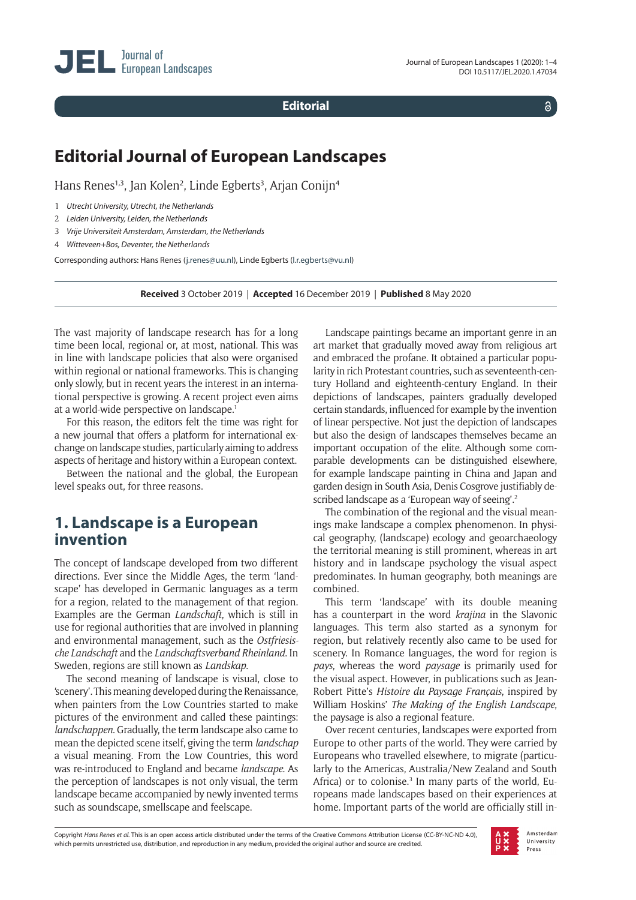**Editorial**

# Editorial Journal of European Landscapes

Hans Renes[1,3], Jan Kolen[2], Linde Egberts[3], Arjan Conijn[4]

1 *Utrecht University, Utrecht, the Netherlands*

2 *Leiden University, Leiden, the Netherlands*

3 *Vrije Universiteit Amsterdam, Amsterdam, the Netherlands*

4 *Witteveen+Bos, Deventer, the Netherlands*

Corresponding authors: Hans Renes (j.renes@uu.nl), Linde Egberts (l.r.egberts@vu.nl)

**Received** 3 October 2019 | **Accepted** 16 December 2019 | **Published** 8 May 2020

The vast majority of landscape research has for a long time been local, regional or, at most, national. This was in line with landscape policies that also were organised within regional or national frameworks. This is changing only slowly, but in recent years the interest in an international perspective is growing. A recent project even aims at a world-wide perspective on landscape.[1]

For this reason, the editors felt the time was right for a new journal that offers a platform for international exchange on landscape studies, particularly aiming to address aspects of heritage and history within a European context.

Between the national and the global, the European level speaks out, for three reasons.

## 1. Landscape is a European invention

The concept of landscape developed from two different directions. Ever since the Middle Ages, the term 'landscape' has developed in Germanic languages as a term for a region, related to the management of that region. Examples are the German *Landschaft*, which is still in use for regional authorities that are involved in planning and environmental management, such as the *Ostfriesische Landschaft* and the *Landschaftsverband Rheinland*. In Sweden, regions are still known as *Landskap*.

The second meaning of landscape is visual, close to 'scenery'. This meaning developed during the Renaissance, when painters from the Low Countries started to make pictures of the environment and called these paintings: *landschappen*. Gradually, the term landscape also came to mean the depicted scene itself, giving the term *landschap* a visual meaning. From the Low Countries, this word was re-introduced to England and became *landscape*. As the perception of landscapes is not only visual, the term landscape became accompanied by newly invented terms such as soundscape, smellscape and feelscape.

Landscape paintings became an important genre in an art market that gradually moved away from religious art and embraced the profane. It obtained a particular popularity in rich Protestant countries, such as seventeenth-century Holland and eighteenth-century England. In their depictions of landscapes, painters gradually developed certain standards, influenced for example by the invention of linear perspective. Not just the depiction of landscapes but also the design of landscapes themselves became an important occupation of the elite. Although some comparable developments can be distinguished elsewhere, for example landscape painting in China and Japan and garden design in South Asia, Denis Cosgrove justifiably described landscape as a 'European way of seeing'.[2]

The combination of the regional and the visual meanings make landscape a complex phenomenon. In physical geography, (landscape) ecology and geoarchaeology the territorial meaning is still prominent, whereas in art history and in landscape psychology the visual aspect predominates. In human geography, both meanings are combined.

This term 'landscape' with its double meaning has a counterpart in the word *krajina* in the Slavonic languages. This term also started as a synonym for region, but relatively recently also came to be used for scenery. In Romance languages, the word for region is *pays*, whereas the word *paysage* is primarily used for the visual aspect. However, in publications such as Jean-Robert Pitte's *Histoire du Paysage Français*, inspired by William Hoskins' *The Making of the English Landscape*, the paysage is also a regional feature.

Over recent centuries, landscapes were exported from Europe to other parts of the world. They were carried by Europeans who travelled elsewhere, to migrate (particularly to the Americas, Australia/New Zealand and South Africa) or to colonise.[3] In many parts of the world, Europeans made landscapes based on their experiences at home. Important parts of the world are officially still in-

Copyright *Hans Renes et al.* This is an open access article distributed under the terms of the Creative Commons Attribution License (CC-BY-NC-ND 4.0), which permits unrestricted use, distribution, and reproduction in any medium, provided the original author and source are credited.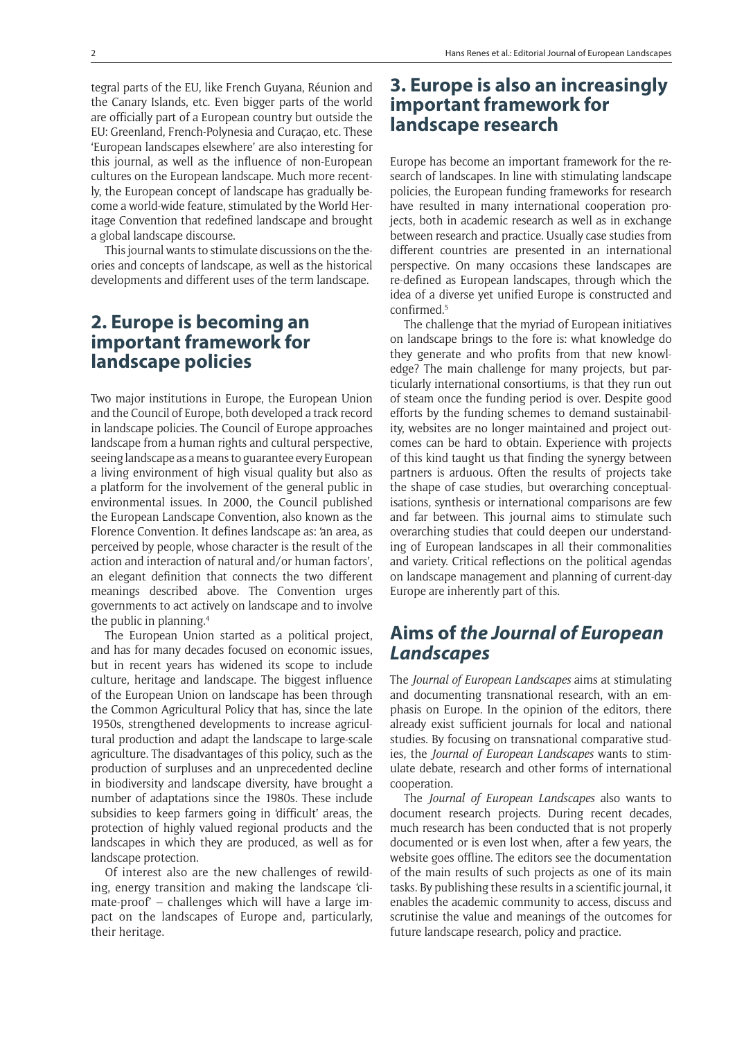tegral parts of the EU, like French Guyana, Réunion and the Canary Islands, etc. Even bigger parts of the world are officially part of a European country but outside the EU: Greenland, French-Polynesia and Curaçao, etc. These 'European landscapes elsewhere' are also interesting for this journal, as well as the influence of non-European cultures on the European landscape. Much more recently, the European concept of landscape has gradually become a world-wide feature, stimulated by the World Heritage Convention that redefined landscape and brought a global landscape discourse.

This journal wants to stimulate discussions on the theories and concepts of landscape, as well as the historical developments and different uses of the term landscape.

## 2. Europe is becoming an important framework for landscape policies

Two major institutions in Europe, the European Union and the Council of Europe, both developed a track record in landscape policies. The Council of Europe approaches landscape from a human rights and cultural perspective, seeing landscape as a means to guarantee every European a living environment of high visual quality but also as a platform for the involvement of the general public in environmental issues. In 2000, the Council published the European Landscape Convention, also known as the Florence Convention. It defines landscape as: 'an area, as perceived by people, whose character is the result of the action and interaction of natural and/or human factors', an elegant definition that connects the two different meanings described above. The Convention urges governments to act actively on landscape and to involve the public in planning.[4]

The European Union started as a political project, and has for many decades focused on economic issues, but in recent years has widened its scope to include culture, heritage and landscape. The biggest influence of the European Union on landscape has been through the Common Agricultural Policy that has, since the late 1950s, strengthened developments to increase agricultural production and adapt the landscape to large-scale agriculture. The disadvantages of this policy, such as the production of surpluses and an unprecedented decline in biodiversity and landscape diversity, have brought a number of adaptations since the 1980s. These include subsidies to keep farmers going in 'difficult' areas, the protection of highly valued regional products and the landscapes in which they are produced, as well as for landscape protection.

Of interest also are the new challenges of rewilding, energy transition and making the landscape 'climate-proof' – challenges which will have a large impact on the landscapes of Europe and, particularly, their heritage.

## 3. Europe is also an increasingly important framework for landscape research

Europe has become an important framework for the research of landscapes. In line with stimulating landscape policies, the European funding frameworks for research have resulted in many international cooperation projects, both in academic research as well as in exchange between research and practice. Usually case studies from different countries are presented in an international perspective. On many occasions these landscapes are re-defined as European landscapes, through which the idea of a diverse yet unified Europe is constructed and confirmed.[5]

The challenge that the myriad of European initiatives on landscape brings to the fore is: what knowledge do they generate and who profits from that new knowledge? The main challenge for many projects, but particularly international consortiums, is that they run out of steam once the funding period is over. Despite good efforts by the funding schemes to demand sustainability, websites are no longer maintained and project outcomes can be hard to obtain. Experience with projects of this kind taught us that finding the synergy between partners is arduous. Often the results of projects take the shape of case studies, but overarching conceptualisations, synthesis or international comparisons are few and far between. This journal aims to stimulate such overarching studies that could deepen our understanding of European landscapes in all their commonalities and variety. Critical reflections on the political agendas on landscape management and planning of current-day Europe are inherently part of this.

## Aims of *the Journal of European Landscapes*

The *Journal of European Landscapes* aims at stimulating and documenting transnational research, with an emphasis on Europe. In the opinion of the editors, there already exist sufficient journals for local and national studies. By focusing on transnational comparative studies, the *Journal of European Landscapes* wants to stimulate debate, research and other forms of international cooperation.

The *Journal of European Landscapes* also wants to document research projects. During recent decades, much research has been conducted that is not properly documented or is even lost when, after a few years, the website goes offline. The editors see the documentation of the main results of such projects as one of its main tasks. By publishing these results in a scientific journal, it enables the academic community to access, discuss and scrutinise the value and meanings of the outcomes for future landscape research, policy and practice.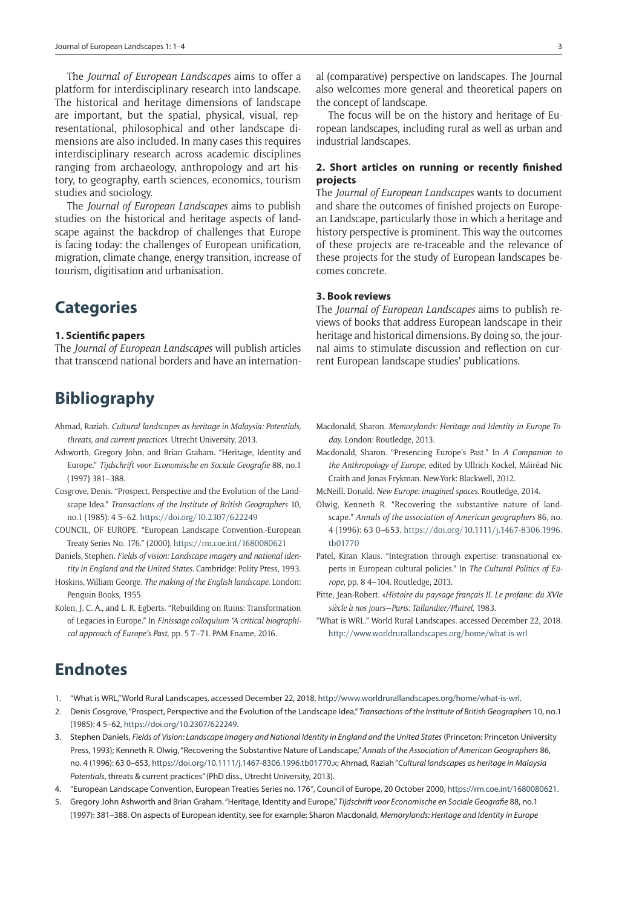The *Journal of European Landscapes* aims to offer a platform for interdisciplinary research into landscape. The historical and heritage dimensions of landscape are important, but the spatial, physical, visual, representational, philosophical and other landscape dimensions are also included. In many cases this requires interdisciplinary research across academic disciplines ranging from archaeology, anthropology and art history, to geography, earth sciences, economics, tourism studies and sociology.

The *Journal of European Landscapes* aims to publish studies on the historical and heritage aspects of landscape against the backdrop of challenges that Europe is facing today: the challenges of European unification, migration, climate change, energy transition, increase of tourism, digitisation and urbanisation.

# Categories

### 1. Scientific papers

The *Journal of European Landscapes* will publish articles that transcend national borders and have an international (comparative) perspective on landscapes. The Journal also welcomes more general and theoretical papers on the concept of landscape.

The focus will be on the history and heritage of European landscapes, including rural as well as urban and industrial landscapes.

### 2. Short articles on running or recently finished projects

The *Journal of European Landscapes* wants to document and share the outcomes of finished projects on European Landscape, particularly those in which a heritage and history perspective is prominent. This way the outcomes of these projects are re-traceable and the relevance of these projects for the study of European landscapes becomes concrete.

### 3. Book reviews

The *Journal of European Landscapes* aims to publish reviews of books that address European landscape in their heritage and historical dimensions. By doing so, the journal aims to stimulate discussion and reflection on current European landscape studies' publications.

# Bibliography

Ahmad, Raziah. *Cultural landscapes as heritage in Malaysia: Potentials, threats, and current practices*. Utrecht University, 2013.

Ashworth, Gregory John, and Brian Graham. "Heritage, Identity and Europe." *Tijdschrift voor Economische en Sociale Geografie* 88, no.1 (1997) 381–388.

Cosgrove, Denis. "Prospect, Perspective and the Evolution of the Landscape Idea." *Transactions of the Institute of British Geographers* 10, no.1 (1985): 4 5–62. https://doi.org/10.2307/622249

COUNCIL, OF EUROPE. "European Landscape Convention.-European Treaty Series No. 176." (2000). https://rm.coe.int/1680080621

Daniels, Stephen. *Fields of vision: Landscape imagery and national identity in England and the United States*. Cambridge: Polity Press, 1993.

Hoskins, William George. *The making of the English landscape*. London: Penguin Books, 1955.

Kolen, J. C. A., and L. R. Egberts. "Rebuilding on Ruins: Transformation of Legacies in Europe." In *Finissage colloquium "A critical biographical approach of Europe's Past*, pp. 5 7–71. PAM Ename, 2016.

Macdonald, Sharon. *Memorylands: Heritage and Identity in Europe Today*. London: Routledge, 2013.

Macdonald, Sharon. "Presencing Europe's Past." In *A Companion to the Anthropology of Europe*, edited by Ullrich Kockel, Máiréad Nic Craith and Jonas Frykman. New-York: Blackwell, 2012.

McNeill, Donald. *New Europe: imagined spaces*. Routledge, 2014.

Olwig, Kenneth R. "Recovering the substantive nature of landscape." *Annals of the association of American geographers* 86, no. 4 (1996): 63 0–653. https://doi.org/10.1111/j.1467-8306.1996.tb01770

Patel, Kiran Klaus. "Integration through expertise: transnational experts in European cultural policies." In *The Cultural Politics of Europe*, pp. 8 4–104. Routledge, 2013.

Pitte, Jean-Robert. «*Histoire du paysage français II. Le profane: du XVIe siècle à nos jours—Paris: Tallandier/Pluirel*, 1983.

"What is WRL." World Rural Landscapes. accessed December 22, 2018. http://www.worldrurallandscapes.org/home/what-is-wrl

# Endnotes

1. "What is WRL," World Rural Landscapes, accessed December 22, 2018, http://www.worldrurallandscapes.org/home/what-is-wrl.
2. Denis Cosgrove, "Prospect, Perspective and the Evolution of the Landscape Idea," *Transactions of the Institute of British Geographers* 10, no.1 (1985): 4 5–62, https://doi.org/10.2307/622249.
3. Stephen Daniels, *Fields of Vision: Landscape Imagery and National Identity in England and the United States* (Princeton: Princeton University Press, 1993); Kenneth R. Olwig, "Recovering the Substantive Nature of Landscape," *Annals of the Association of American Geographers* 86, no. 4 (1996): 63 0–653, https://doi.org/10.1111/j.1467-8306.1996.tb01770.x; Ahmad, Raziah "*Cultural landscapes as heritage in Malaysia Potentials*, threats & current practices" (PhD diss., Utrecht University, 2013).
4. "European Landscape Convention, European Treaties Series no. 176", Council of Europe, 20 October 2000, https://rm.coe.int/1680080621.
5. Gregory John Ashworth and Brian Graham. "Heritage, Identity and Europe," *Tijdschrift voor Economische en Sociale Geografie* 88, no.1 (1997): 381–388. On aspects of European identity, see for example: Sharon Macdonald, *Memorylands: Heritage and Identity in Europe*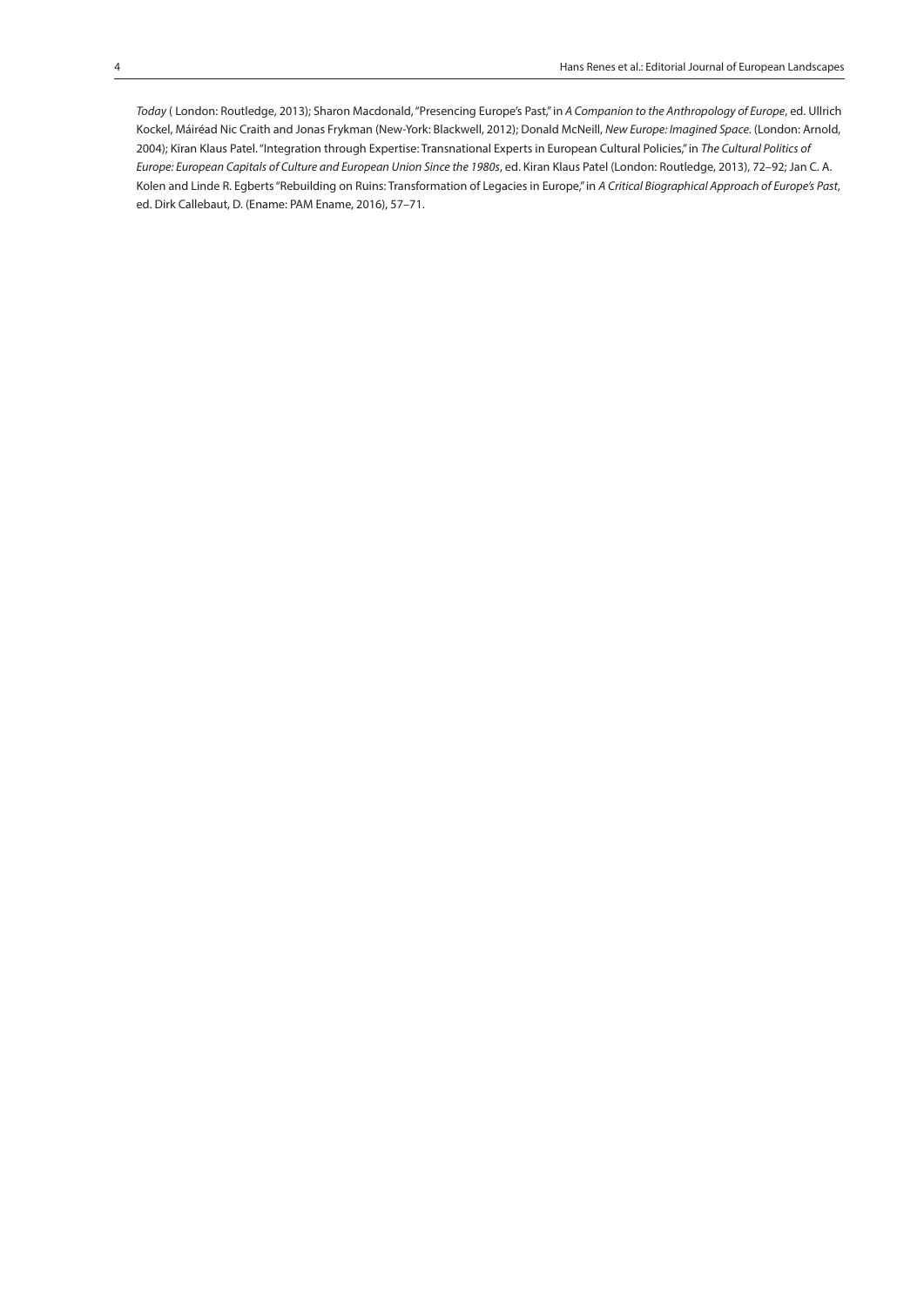*Today* ( London: Routledge, 2013); Sharon Macdonald, "Presencing Europe's Past," in *A Companion to the Anthropology of Europe*, ed. Ullrich Kockel, Máiréad Nic Craith and Jonas Frykman (New-York: Blackwell, 2012); Donald McNeill, *New Europe: Imagined Space.* (London: Arnold, 2004); Kiran Klaus Patel. "Integration through Expertise: Transnational Experts in European Cultural Policies," in *The Cultural Politics of Europe: European Capitals of Culture and European Union Since the 1980s*, ed. Kiran Klaus Patel (London: Routledge, 2013), 72–92; Jan C. A. Kolen and Linde R. Egberts "Rebuilding on Ruins: Transformation of Legacies in Europe," in *A Critical Biographical Approach of Europe's Past*, ed. Dirk Callebaut, D. (Ename: PAM Ename, 2016), 57–71.